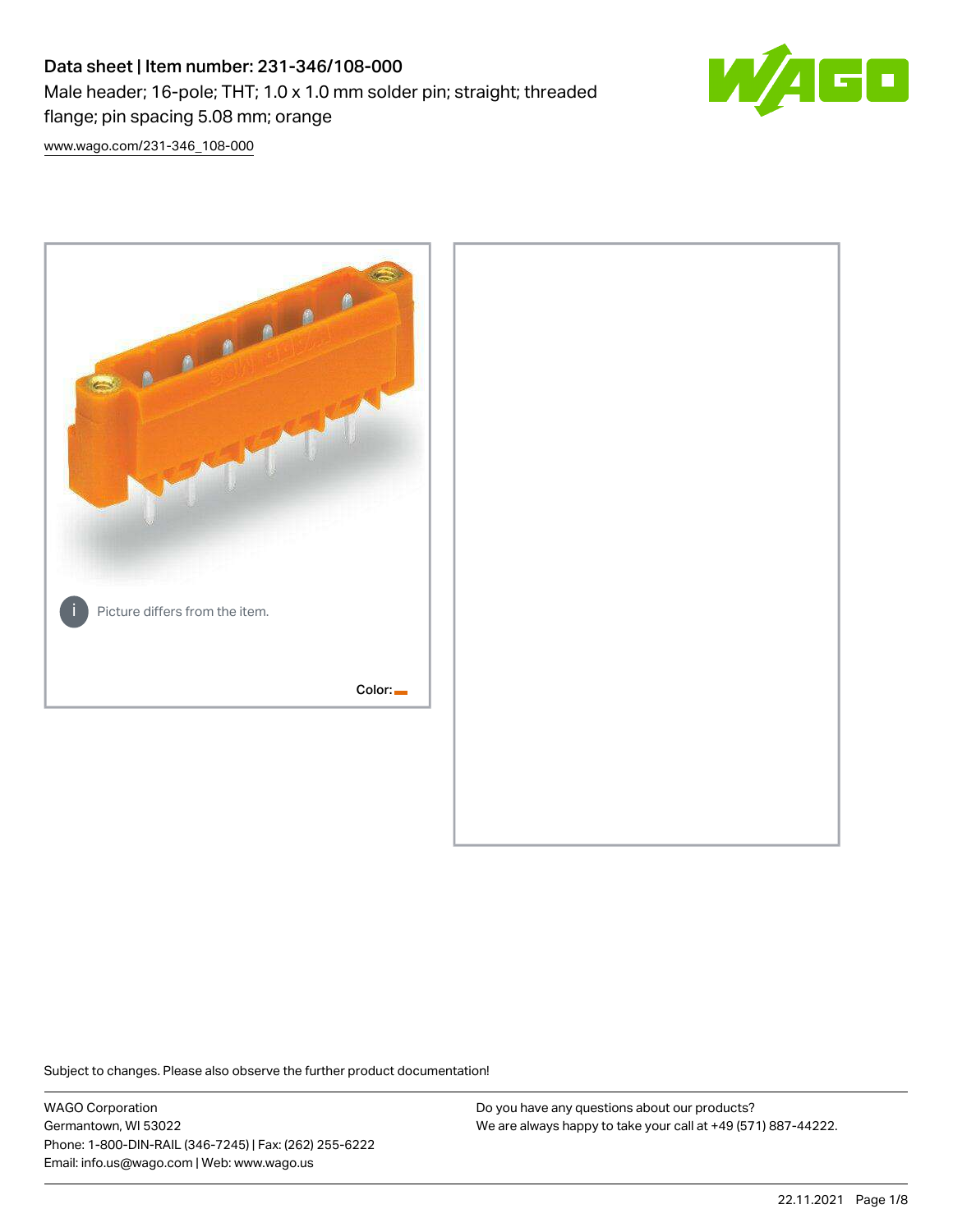# Data sheet | Item number: 231-346/108-000

Male header; 16-pole; THT; 1.0 x 1.0 mm solder pin; straight; threaded flange; pin spacing 5.08 mm; orange

[www.wago.com/231-346_108-000](www.wago.com/231-346_108-000)

Picture differs from the item.

Color:

Subject to changes. Please also observe the further product documentation!

WAGO Corporation
Germantown, WI 53022
Phone: 1-800-DIN-RAIL (346-7245) | Fax: (262) 255-6222
Email: info.us@wago.com | Web: www.wago.us

Do you have any questions about our products?
We are always happy to take your call at +49 (571) 887-44222.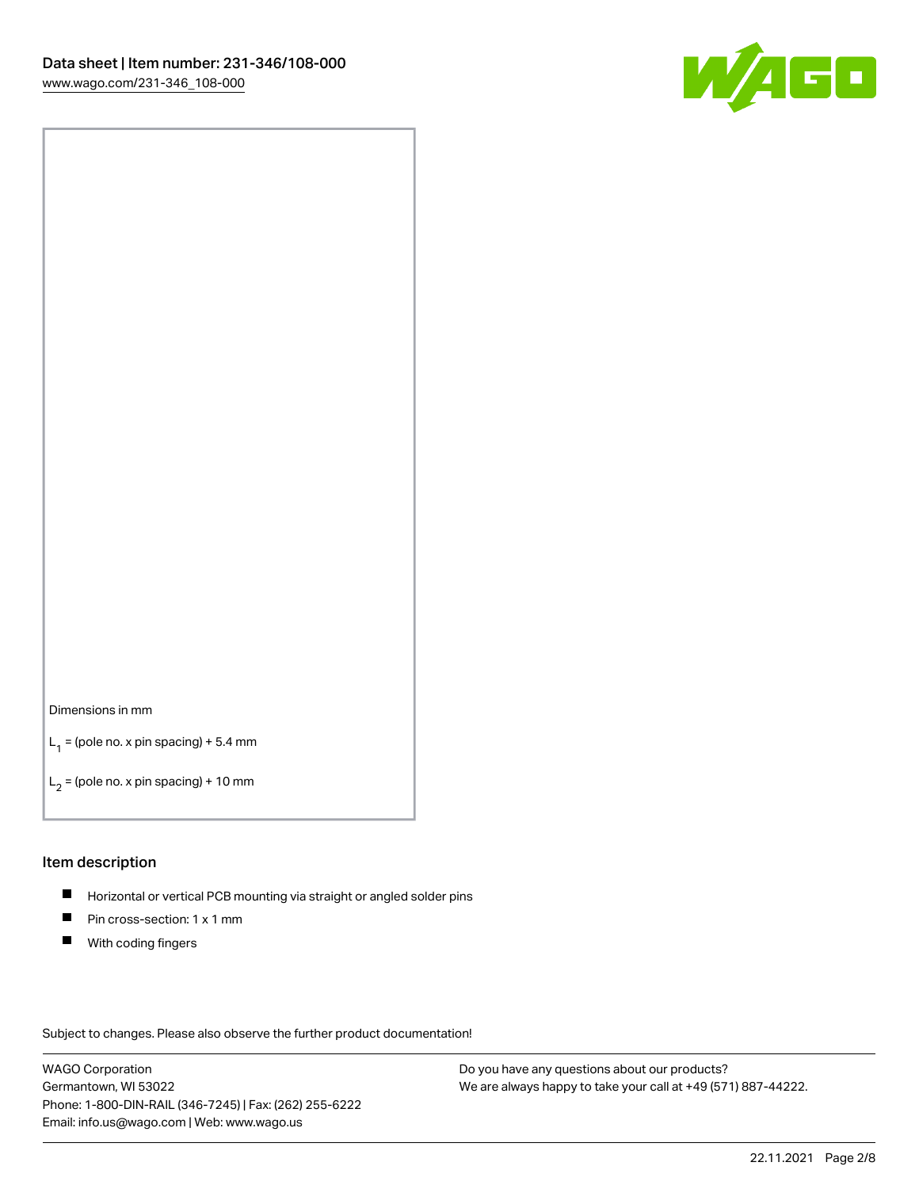Dimensions in mm

$L_1$ = (pole no. x pin spacing) + 5.4 mm

$L_2$ = (pole no. x pin spacing) + 10 mm

## Item description

- Horizontal or vertical PCB mounting via straight or angled solder pins
- Pin cross-section: 1 x 1 mm
- With coding fingers

Subject to changes. Please also observe the further product documentation!

WAGO Corporation
Germantown, WI 53022
Phone: 1-800-DIN-RAIL (346-7245) | Fax: (262) 255-6222
Email: info.us@wago.com | Web: www.wago.us

Do you have any questions about our products?
We are always happy to take your call at +49 (571) 887-44222.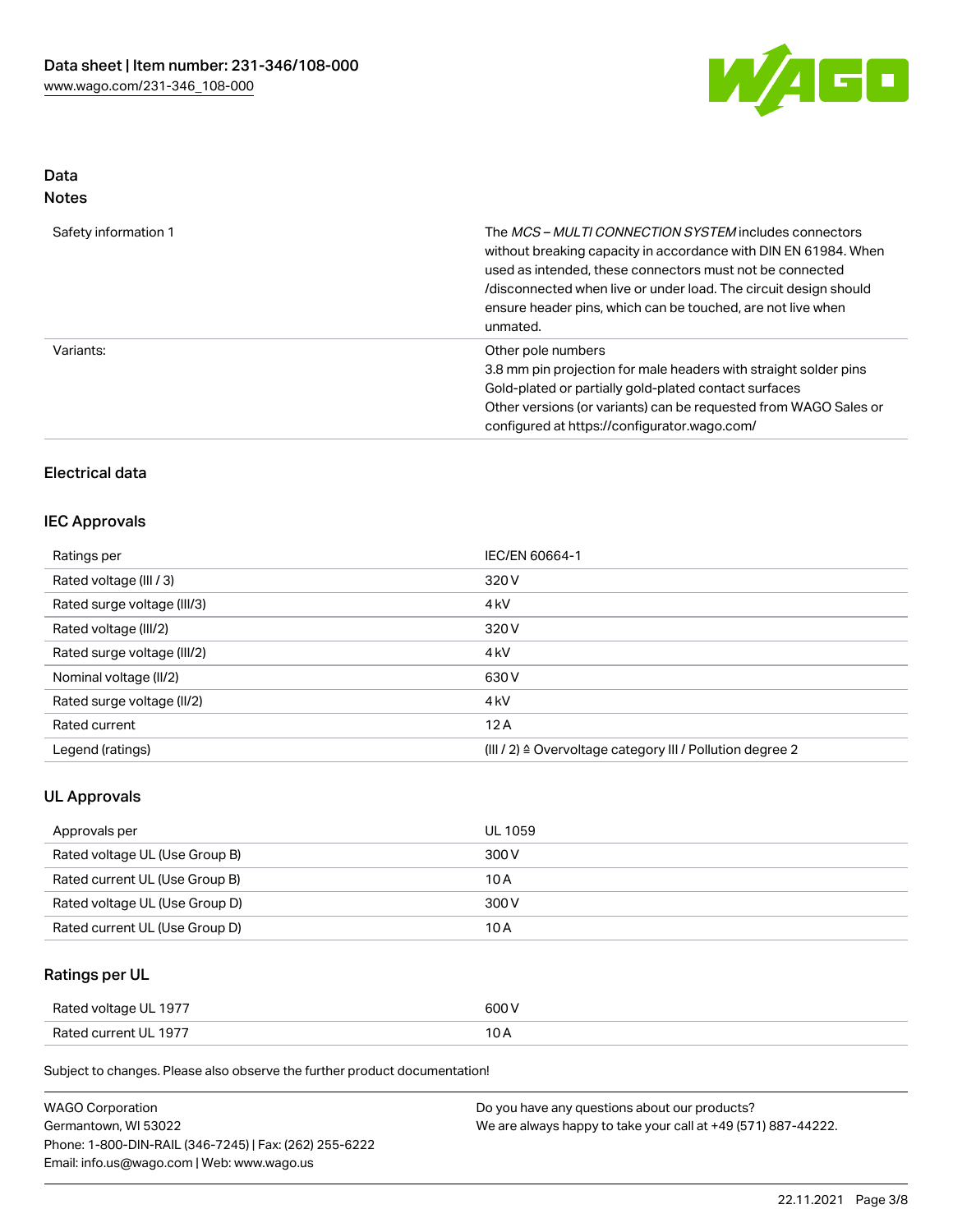# Data

## Notes

| | |
|---|---|
| Safety information 1 | The *MCS – MULTI CONNECTION SYSTEM* includes connectors without breaking capacity in accordance with DIN EN 61984. When used as intended, these connectors must not be connected /disconnected when live or under load. The circuit design should ensure header pins, which can be touched, are not live when unmated. |
| Variants: | Other pole numbers<br>3.8 mm pin projection for male headers with straight solder pins<br>Gold-plated or partially gold-plated contact surfaces<br>Other versions (or variants) can be requested from WAGO Sales or configured at https://configurator.wago.com/ |

## Electrical data

### IEC Approvals

| | |
|---|---|
| Ratings per | IEC/EN 60664-1 |
| Rated voltage (III / 3) | 320 V |
| Rated surge voltage (III/3) | 4 kV |
| Rated voltage (III/2) | 320 V |
| Rated surge voltage (III/2) | 4 kV |
| Nominal voltage (II/2) | 630 V |
| Rated surge voltage (II/2) | 4 kV |
| Rated current | 12 A |
| Legend (ratings) | (III / 2) ≙ Overvoltage category III / Pollution degree 2 |

### UL Approvals

| | |
|---|---|
| Approvals per | UL 1059 |
| Rated voltage UL (Use Group B) | 300 V |
| Rated current UL (Use Group B) | 10 A |
| Rated voltage UL (Use Group D) | 300 V |
| Rated current UL (Use Group D) | 10 A |

### Ratings per UL

| | |
|---|---|
| Rated voltage UL 1977 | 600 V |
| Rated current UL 1977 | 10 A |

Subject to changes. Please also observe the further product documentation!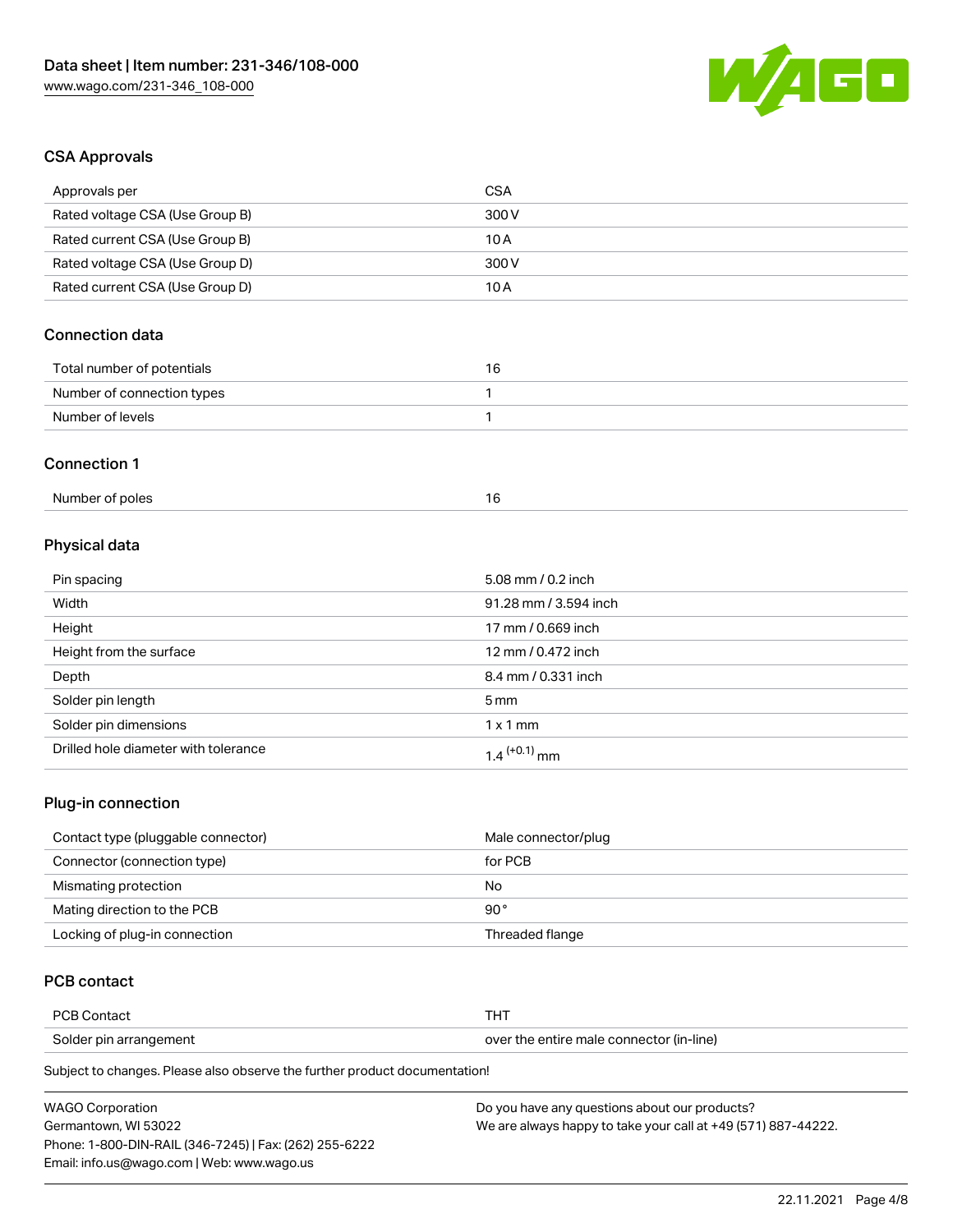## CSA Approvals

| | |
|---|---|
| Approvals per | CSA |
| Rated voltage CSA (Use Group B) | 300 V |
| Rated current CSA (Use Group B) | 10 A |
| Rated voltage CSA (Use Group D) | 300 V |
| Rated current CSA (Use Group D) | 10 A |

## Connection data

| | |
|---|---|
| Total number of potentials | 16 |
| Number of connection types | 1 |
| Number of levels | 1 |

## Connection 1

| | |
|---|---|
| Number of poles | 16 |

## Physical data

| | |
|---|---|
| Pin spacing | 5.08 mm / 0.2 inch |
| Width | 91.28 mm / 3.594 inch |
| Height | 17 mm / 0.669 inch |
| Height from the surface | 12 mm / 0.472 inch |
| Depth | 8.4 mm / 0.331 inch |
| Solder pin length | 5 mm |
| Solder pin dimensions | 1 x 1 mm |
| Drilled hole diameter with tolerance | $1.4^{(+0.1)}$ mm |

## Plug-in connection

| | |
|---|---|
| Contact type (pluggable connector) | Male connector/plug |
| Connector (connection type) | for PCB |
| Mismating protection | No |
| Mating direction to the PCB | 90° |
| Locking of plug-in connection | Threaded flange |

## PCB contact

| | |
|---|---|
| PCB Contact | THT |
| Solder pin arrangement | over the entire male connector (in-line) |

Subject to changes. Please also observe the further product documentation!

WAGO Corporation
Germantown, WI 53022
Phone: 1-800-DIN-RAIL (346-7245) | Fax: (262) 255-6222
Email: info.us@wago.com | Web: www.wago.us

Do you have any questions about our products?
We are always happy to take your call at +49 (571) 887-44222.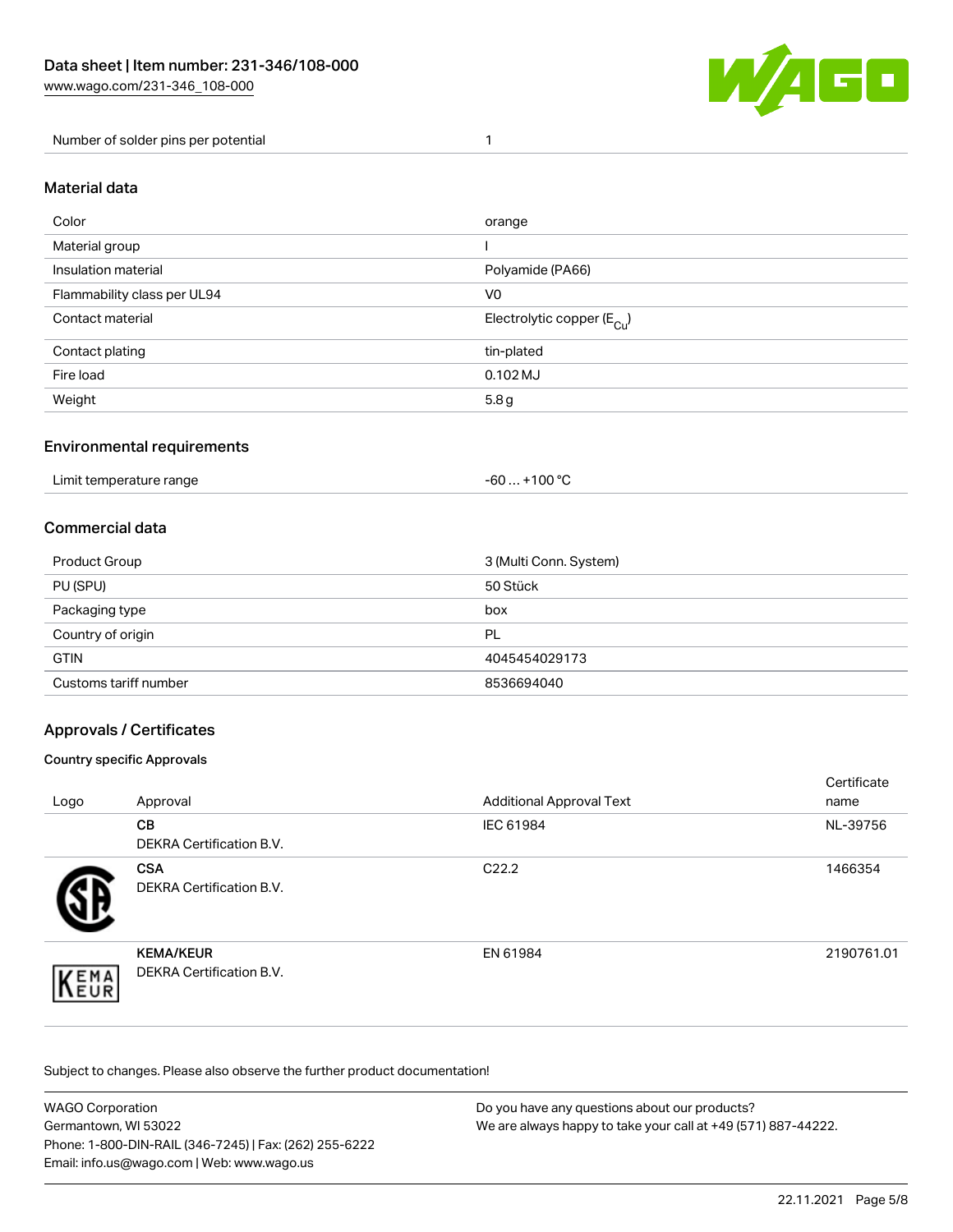| | |
|---|---|
| Number of solder pins per potential | 1 |

## Material data

| | |
|---|---|
| Color | orange |
| Material group | I |
| Insulation material | Polyamide (PA66) |
| Flammability class per UL94 | V0 |
| Contact material | Electrolytic copper ($E_{Cu}$) |
| Contact plating | tin-plated |
| Fire load | 0.102 MJ |
| Weight | 5.8 g |

## Environmental requirements

| | |
|---|---|
| Limit temperature range | -60 … +100 °C |

## Commercial data

| | |
|---|---|
| Product Group | 3 (Multi Conn. System) |
| PU (SPU) | 50 Stück |
| Packaging type | box |
| Country of origin | PL |
| GTIN | 4045454029173 |
| Customs tariff number | 8536694040 |

## Approvals / Certificates

### Country specific Approvals

| Logo | Approval | Additional Approval Text | Certificate name |
|---|---|---|---|
| | **CB**<br>DEKRA Certification B.V. | IEC 61984 | NL-39756 |
| | **CSA**<br>DEKRA Certification B.V. | C22.2 | 1466354 |
| | **KEMA/KEUR**<br>DEKRA Certification B.V. | EN 61984 | 2190761.01 |

Subject to changes. Please also observe the further product documentation!

WAGO Corporation
Germantown, WI 53022
Phone: 1-800-DIN-RAIL (346-7245) | Fax: (262) 255-6222
Email: info.us@wago.com | Web: www.wago.us

Do you have any questions about our products?
We are always happy to take your call at +49 (571) 887-44222.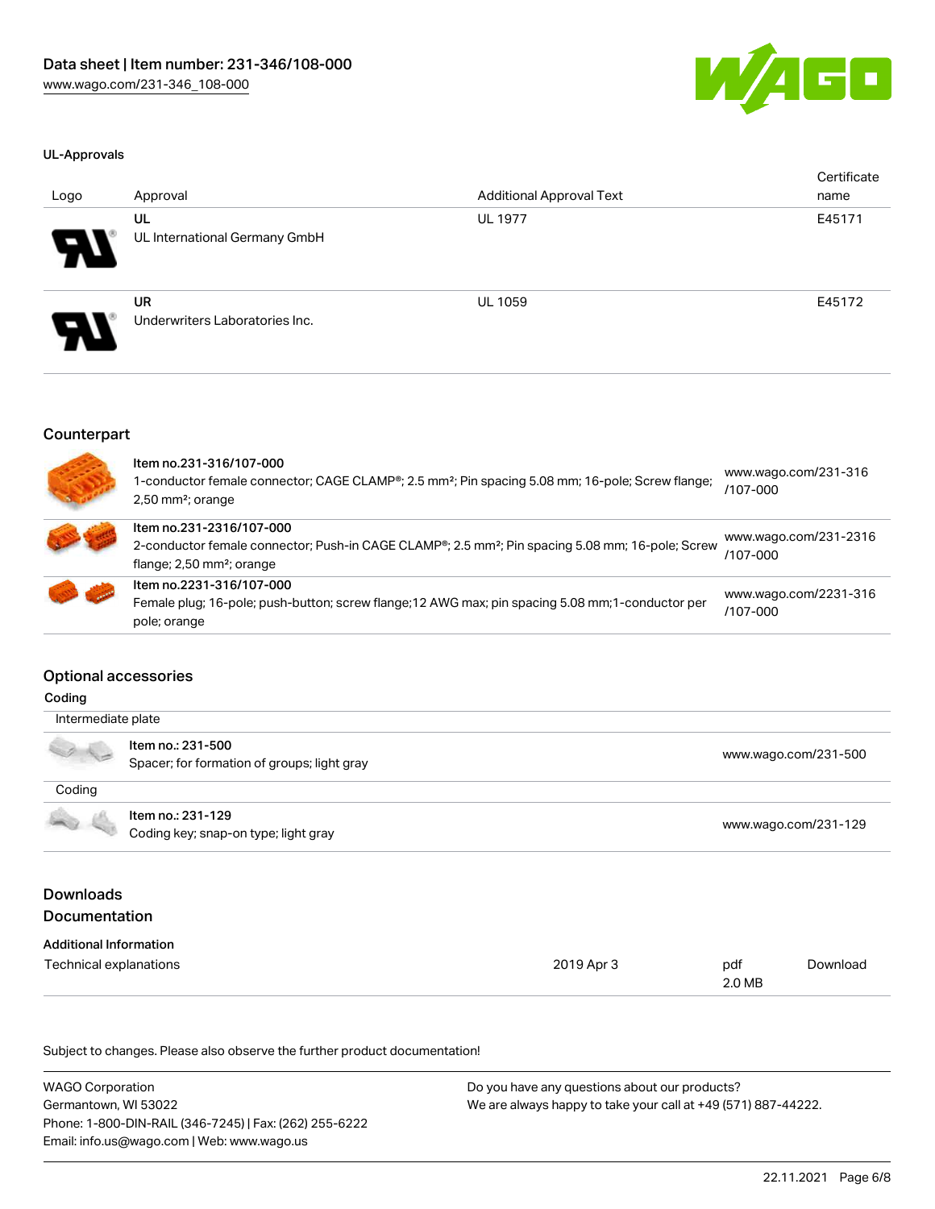#### UL-Approvals

| Logo | Approval | Additional Approval Text | Certificate name |
| --- | --- | --- | --- |
| | **UL** UL International Germany GmbH | UL 1977 | E45171 |
| | **UR** Underwriters Laboratories Inc. | UL 1059 | E45172 |

## Counterpart

| | | |
| --- | --- | --- |
| | Item no.231-316/107-000<br>1-conductor female connector; CAGE CLAMP®; 2.5 mm²; Pin spacing 5.08 mm; 16-pole; Screw flange; 2,50 mm²; orange | www.wago.com/231-316/107-000 |
| | Item no.231-2316/107-000<br>2-conductor female connector; Push-in CAGE CLAMP®; 2.5 mm²; Pin spacing 5.08 mm; 16-pole; Screw flange; 2,50 mm²; orange | www.wago.com/231-2316/107-000 |
| | Item no.2231-316/107-000<br>Female plug; 16-pole; push-button; screw flange;12 AWG max; pin spacing 5.08 mm;1-conductor per pole; orange | www.wago.com/2231-316/107-000 |

## Optional accessories

Coding

| | | |
| --- | --- | --- |
| Intermediate plate | | |
| | Item no.: 231-500<br>Spacer; for formation of groups; light gray | www.wago.com/231-500 |
| Coding | | |
| | Item no.: 231-129<br>Coding key; snap-on type; light gray | www.wago.com/231-129 |

## Downloads
## Documentation

**Additional Information**

| | | | |
| --- | --- | --- | --- |
| Technical explanations | 2019 Apr 3 | pdf<br>2.0 MB | Download |

Subject to changes. Please also observe the further product documentation!

WAGO Corporation
Germantown, WI 53022
Phone: 1-800-DIN-RAIL (346-7245) | Fax: (262) 255-6222
Email: info.us@wago.com | Web: www.wago.us

Do you have any questions about our products?
We are always happy to take your call at +49 (571) 887-44222.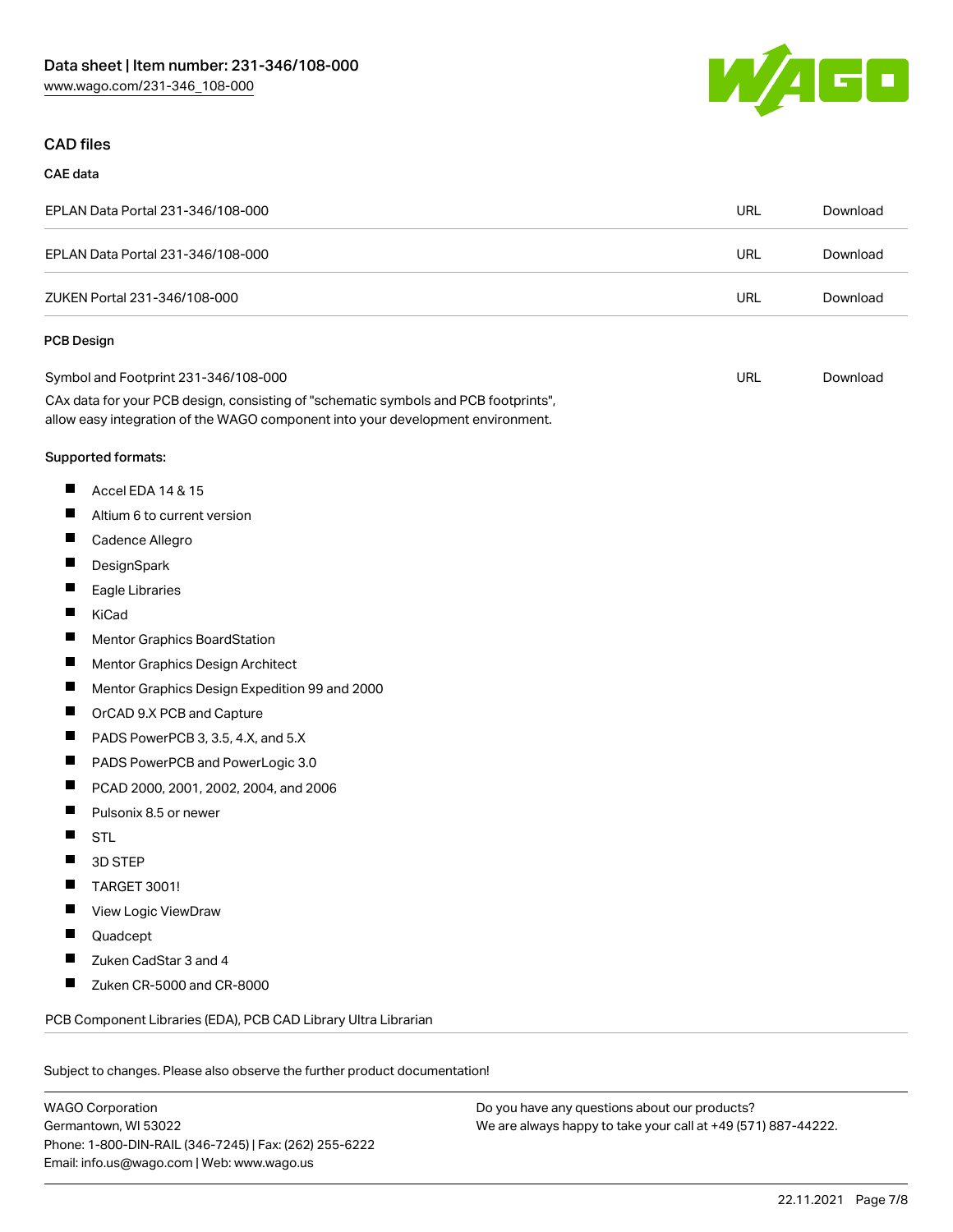## CAD files

### CAE data

| | | |
|---|---|---|
| EPLAN Data Portal 231-346/108-000 | URL | Download |
| EPLAN Data Portal 231-346/108-000 | URL | Download |
| ZUKEN Portal 231-346/108-000 | URL | Download |

### PCB Design

| | | |
|---|---|---|
| Symbol and Footprint 231-346/108-000 | URL | Download |

CAx data for your PCB design, consisting of "schematic symbols and PCB footprints", allow easy integration of the WAGO component into your development environment.

Supported formats:

- Accel EDA 14 & 15
- Altium 6 to current version
- Cadence Allegro
- DesignSpark
- Eagle Libraries
- KiCad
- Mentor Graphics BoardStation
- Mentor Graphics Design Architect
- Mentor Graphics Design Expedition 99 and 2000
- OrCAD 9.X PCB and Capture
- PADS PowerPCB 3, 3.5, 4.X, and 5.X
- PADS PowerPCB and PowerLogic 3.0
- PCAD 2000, 2001, 2002, 2004, and 2006
- Pulsonix 8.5 or newer
- STL
- 3D STEP
- TARGET 3001!
- View Logic ViewDraw
- Quadcept
- Zuken CadStar 3 and 4
- Zuken CR-5000 and CR-8000

PCB Component Libraries (EDA), PCB CAD Library Ultra Librarian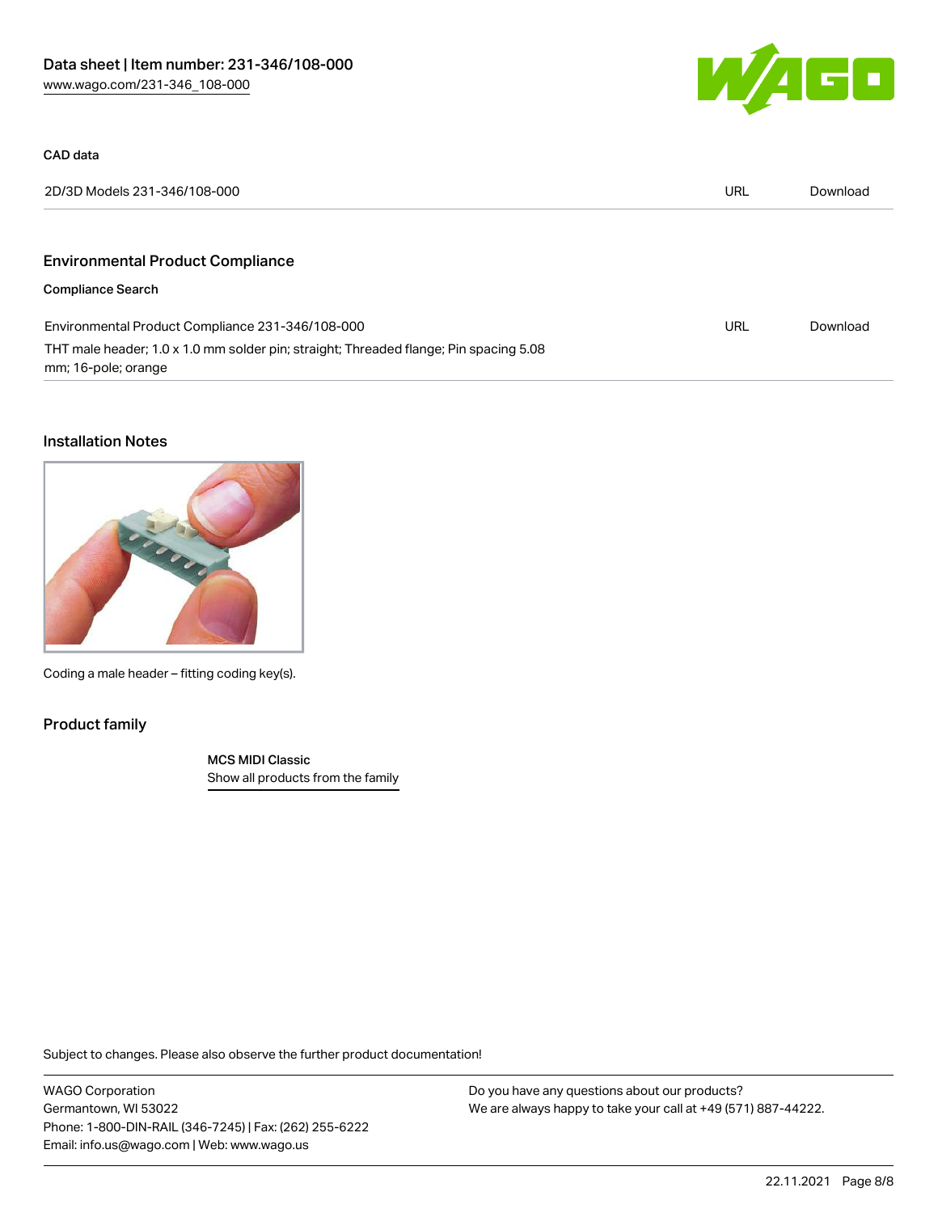### CAD data

| | | |
|---|---|---|
| 2D/3D Models 231-346/108-000 | URL | Download |

## Environmental Product Compliance

### Compliance Search

| | | |
|---|---|---|
| Environmental Product Compliance 231-346/108-000<br>THT male header; 1.0 x 1.0 mm solder pin; straight; Threaded flange; Pin spacing 5.08 mm; 16-pole; orange | URL | Download |

## Installation Notes

Coding a male header – fitting coding key(s).

## Product family

MCS MIDI Classic
Show all products from the family

Subject to changes. Please also observe the further product documentation!

WAGO Corporation
Germantown, WI 53022
Phone: 1-800-DIN-RAIL (346-7245) | Fax: (262) 255-6222
Email: info.us@wago.com | Web: www.wago.us

Do you have any questions about our products?
We are always happy to take your call at +49 (571) 887-44222.